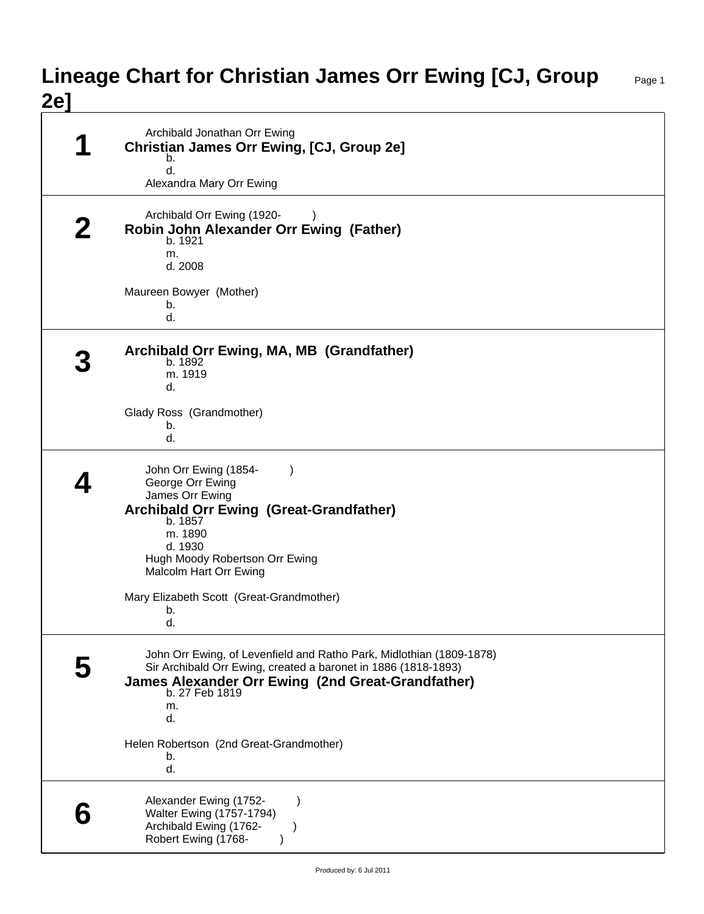# Lineage Chart for Christian James Orr Ewing [CJ, Group 2e]

## 1

Archibald Jonathan Orr Ewing

**Christian James Orr Ewing, [CJ, Group 2e]**

b.
d.

Alexandra Mary Orr Ewing

## 2

Archibald Orr Ewing (1920- )

**Robin John Alexander Orr Ewing (Father)**

b. 1921
m.
d. 2008

Maureen Bowyer (Mother)

b.
d.

## 3

**Archibald Orr Ewing, MA, MB (Grandfather)**

b. 1892
m. 1919
d.

Glady Ross (Grandmother)

b.
d.

## 4

John Orr Ewing (1854- )
George Orr Ewing
James Orr Ewing

**Archibald Orr Ewing (Great-Grandfather)**

b. 1857
m. 1890
d. 1930

Hugh Moody Robertson Orr Ewing
Malcolm Hart Orr Ewing

Mary Elizabeth Scott (Great-Grandmother)

b.
d.

## 5

John Orr Ewing, of Levenfield and Ratho Park, Midlothian (1809-1878)
Sir Archibald Orr Ewing, created a baronet in 1886 (1818-1893)

**James Alexander Orr Ewing (2nd Great-Grandfather)**

b. 27 Feb 1819
m.
d.

Helen Robertson (2nd Great-Grandmother)

b.
d.

## 6

Alexander Ewing (1752- )
Walter Ewing (1757-1794)
Archibald Ewing (1762- )
Robert Ewing (1768- )

Produced by: 6 Jul 2011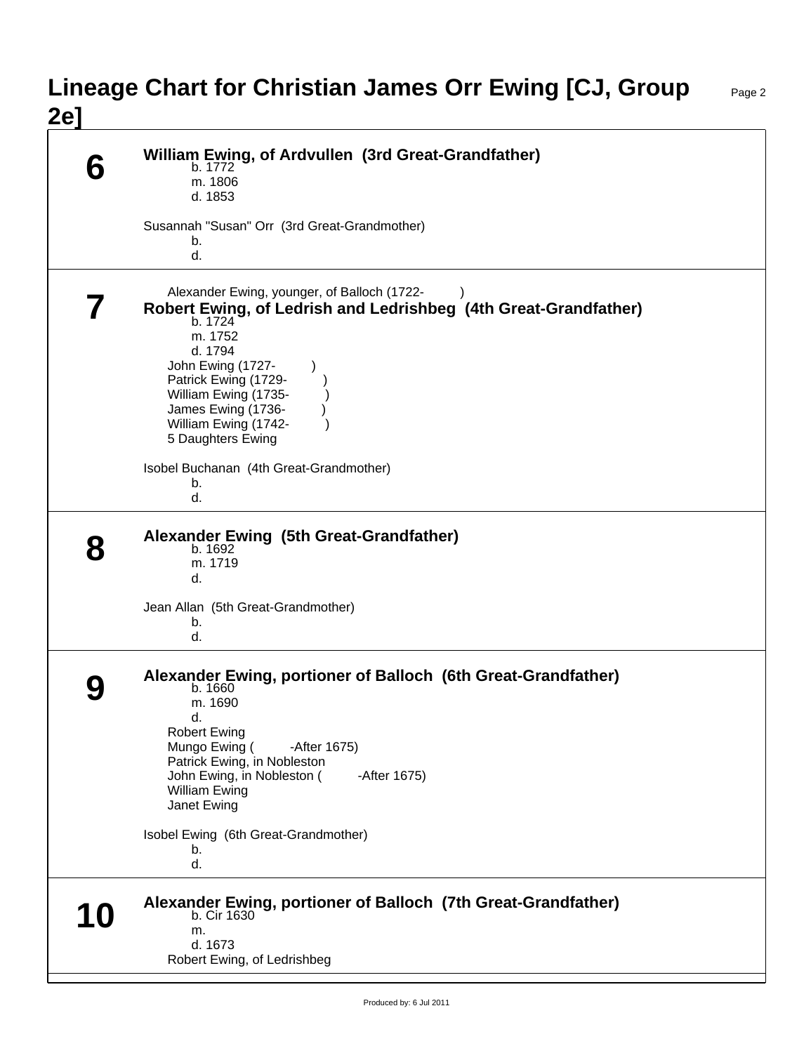# Lineage Chart for Christian James Orr Ewing [CJ, Group 2e]

## 6

**William Ewing, of Ardvullen (3rd Great-Grandfather)**

b. 1772
m. 1806
d. 1853

Susannah "Susan" Orr (3rd Great-Grandmother)

b.
d.

## 7

Alexander Ewing, younger, of Balloch (1722- )

**Robert Ewing, of Ledrish and Ledrishbeg (4th Great-Grandfather)**

b. 1724
m. 1752
d. 1794

John Ewing (1727- )
Patrick Ewing (1729- )
William Ewing (1735- )
James Ewing (1736- )
William Ewing (1742- )
5 Daughters Ewing

Isobel Buchanan (4th Great-Grandmother)

b.
d.

## 8

**Alexander Ewing (5th Great-Grandfather)**

b. 1692
m. 1719
d.

Jean Allan (5th Great-Grandmother)

b.
d.

## 9

**Alexander Ewing, portioner of Balloch (6th Great-Grandfather)**

b. 1660
m. 1690
d.

Robert Ewing
Mungo Ewing ( -After 1675)
Patrick Ewing, in Nobleston
John Ewing, in Nobleston ( -After 1675)
William Ewing
Janet Ewing

Isobel Ewing (6th Great-Grandmother)

b.
d.

## 10

**Alexander Ewing, portioner of Balloch (7th Great-Grandfather)**

b. Cir 1630
m.
d. 1673

Robert Ewing, of Ledrishbeg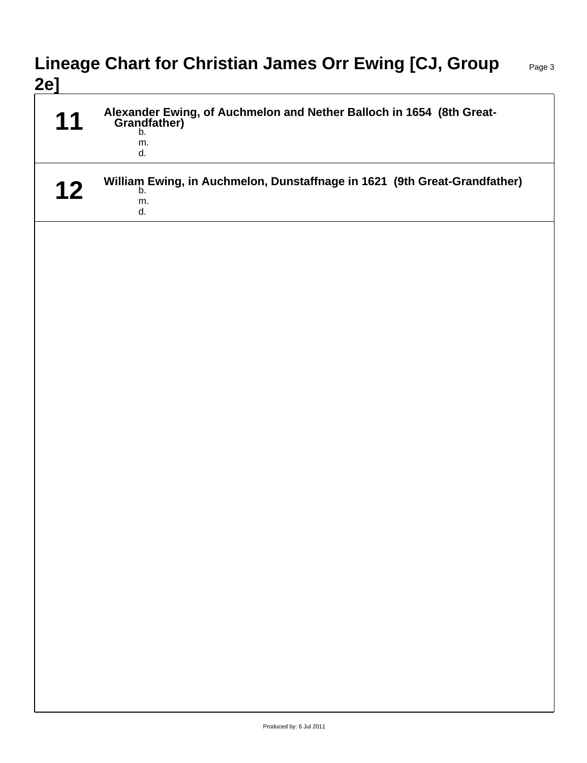# Lineage Chart for Christian James Orr Ewing [CJ, Group 2e]

**11** **Alexander Ewing, of Auchmelon and Nether Balloch in 1654 (8th Great-Grandfather)**

b.
m.
d.

**12** **William Ewing, in Auchmelon, Dunstaffnage in 1621 (9th Great-Grandfather)**

b.
m.
d.

Produced by: 6 Jul 2011